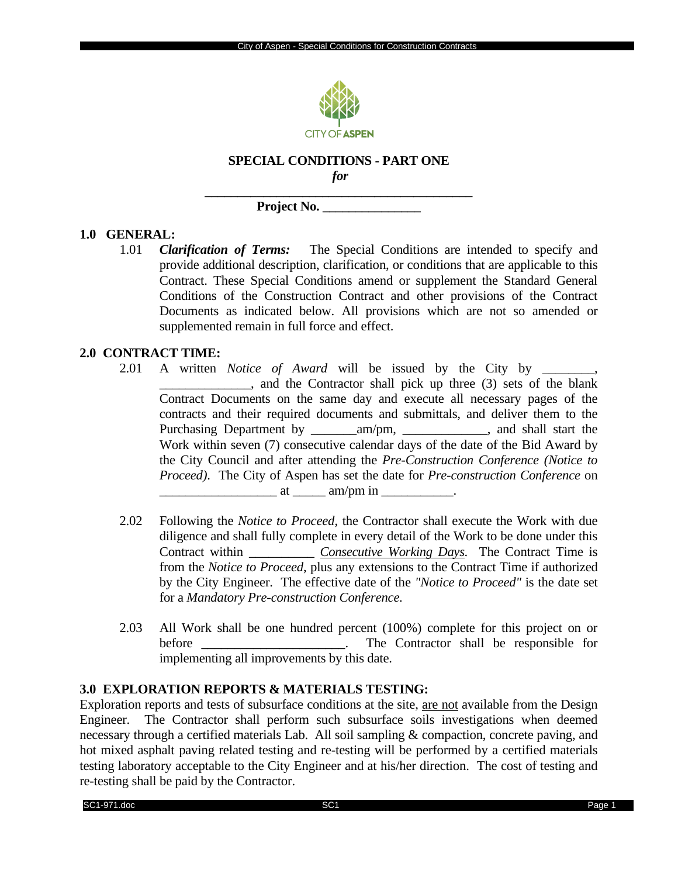CITY OF ASPEN

**SPECIAL CONDITIONS - PART ONE**

***for***

**__________________________________________**

**Project No. _______________**

## 1.0 GENERAL:

1.01 ***Clarification of Terms:*** The Special Conditions are intended to specify and provide additional description, clarification, or conditions that are applicable to this Contract. These Special Conditions amend or supplement the Standard General Conditions of the Construction Contract and other provisions of the Contract Documents as indicated below. All provisions which are not so amended or supplemented remain in full force and effect.

## 2.0 CONTRACT TIME:

2.01 A written *Notice of Award* will be issued by the City by ________, ______________, and the Contractor shall pick up three (3) sets of the blank Contract Documents on the same day and execute all necessary pages of the contracts and their required documents and submittals, and deliver them to the Purchasing Department by _______am/pm, _____________, and shall start the Work within seven (7) consecutive calendar days of the date of the Bid Award by the City Council and after attending the *Pre-Construction Conference (Notice to Proceed)*. The City of Aspen has set the date for *Pre-construction Conference* on __________________ at _____ am/pm in ___________.

2.02 Following the *Notice to Proceed*, the Contractor shall execute the Work with due diligence and shall fully complete in every detail of the Work to be done under this Contract within __________ *Consecutive Working Days*. The Contract Time is from the *Notice to Proceed*, plus any extensions to the Contract Time if authorized by the City Engineer. The effective date of the *"Notice to Proceed"* is the date set for a *Mandatory Pre-construction Conference.*

2.03 All Work shall be one hundred percent (100%) complete for this project on or before **______________________**. The Contractor shall be responsible for implementing all improvements by this date.

## 3.0 EXPLORATION REPORTS & MATERIALS TESTING:

Exploration reports and tests of subsurface conditions at the site, are not available from the Design Engineer. The Contractor shall perform such subsurface soils investigations when deemed necessary through a certified materials Lab. All soil sampling & compaction, concrete paving, and hot mixed asphalt paving related testing and re-testing will be performed by a certified materials testing laboratory acceptable to the City Engineer and at his/her direction. The cost of testing and re-testing shall be paid by the Contractor.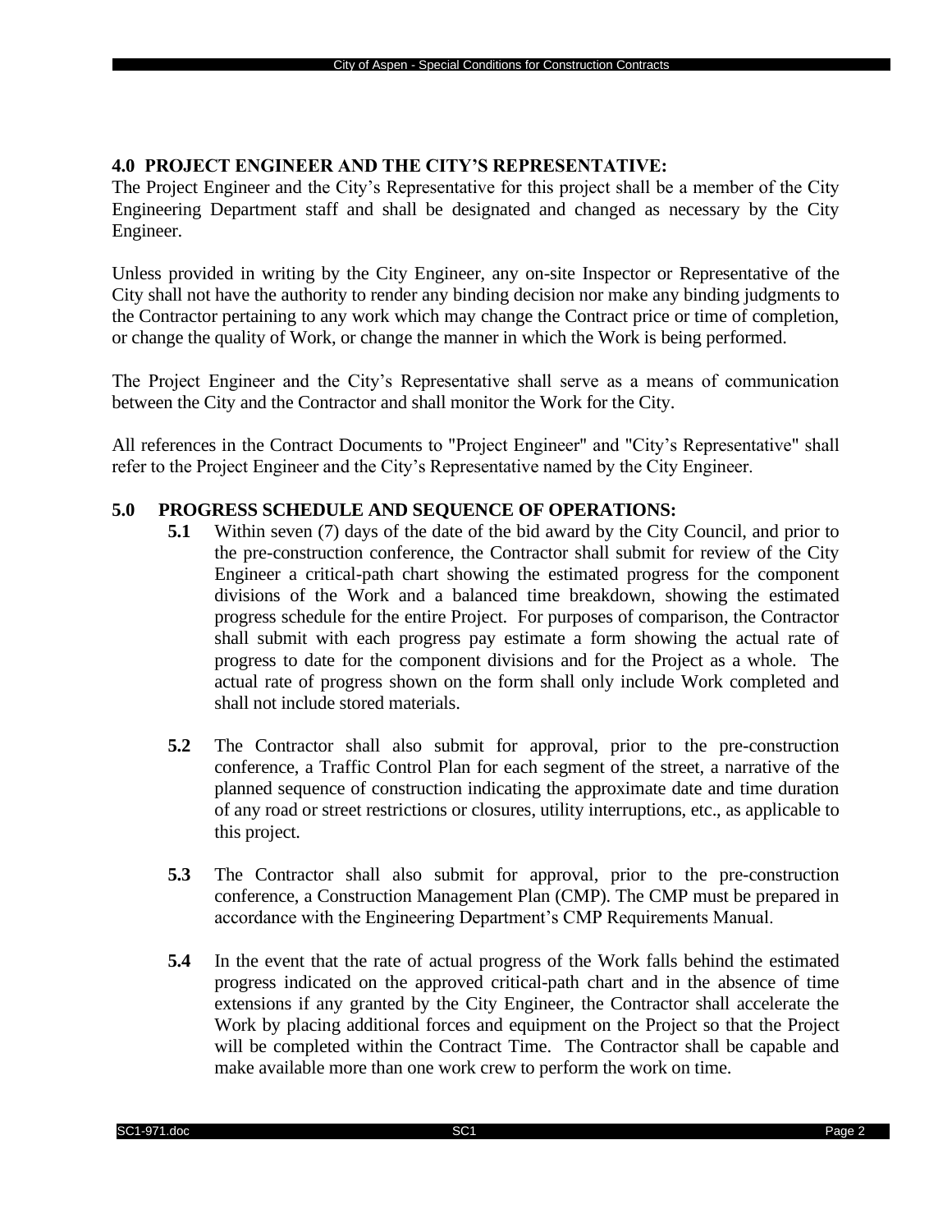## 4.0 PROJECT ENGINEER AND THE CITY'S REPRESENTATIVE:

The Project Engineer and the City's Representative for this project shall be a member of the City Engineering Department staff and shall be designated and changed as necessary by the City Engineer.

Unless provided in writing by the City Engineer, any on-site Inspector or Representative of the City shall not have the authority to render any binding decision nor make any binding judgments to the Contractor pertaining to any work which may change the Contract price or time of completion, or change the quality of Work, or change the manner in which the Work is being performed.

The Project Engineer and the City's Representative shall serve as a means of communication between the City and the Contractor and shall monitor the Work for the City.

All references in the Contract Documents to "Project Engineer" and "City's Representative" shall refer to the Project Engineer and the City's Representative named by the City Engineer.

## 5.0 PROGRESS SCHEDULE AND SEQUENCE OF OPERATIONS:

**5.1** Within seven (7) days of the date of the bid award by the City Council, and prior to the pre-construction conference, the Contractor shall submit for review of the City Engineer a critical-path chart showing the estimated progress for the component divisions of the Work and a balanced time breakdown, showing the estimated progress schedule for the entire Project. For purposes of comparison, the Contractor shall submit with each progress pay estimate a form showing the actual rate of progress to date for the component divisions and for the Project as a whole. The actual rate of progress shown on the form shall only include Work completed and shall not include stored materials.

**5.2** The Contractor shall also submit for approval, prior to the pre-construction conference, a Traffic Control Plan for each segment of the street, a narrative of the planned sequence of construction indicating the approximate date and time duration of any road or street restrictions or closures, utility interruptions, etc., as applicable to this project.

**5.3** The Contractor shall also submit for approval, prior to the pre-construction conference, a Construction Management Plan (CMP). The CMP must be prepared in accordance with the Engineering Department's CMP Requirements Manual.

**5.4** In the event that the rate of actual progress of the Work falls behind the estimated progress indicated on the approved critical-path chart and in the absence of time extensions if any granted by the City Engineer, the Contractor shall accelerate the Work by placing additional forces and equipment on the Project so that the Project will be completed within the Contract Time. The Contractor shall be capable and make available more than one work crew to perform the work on time.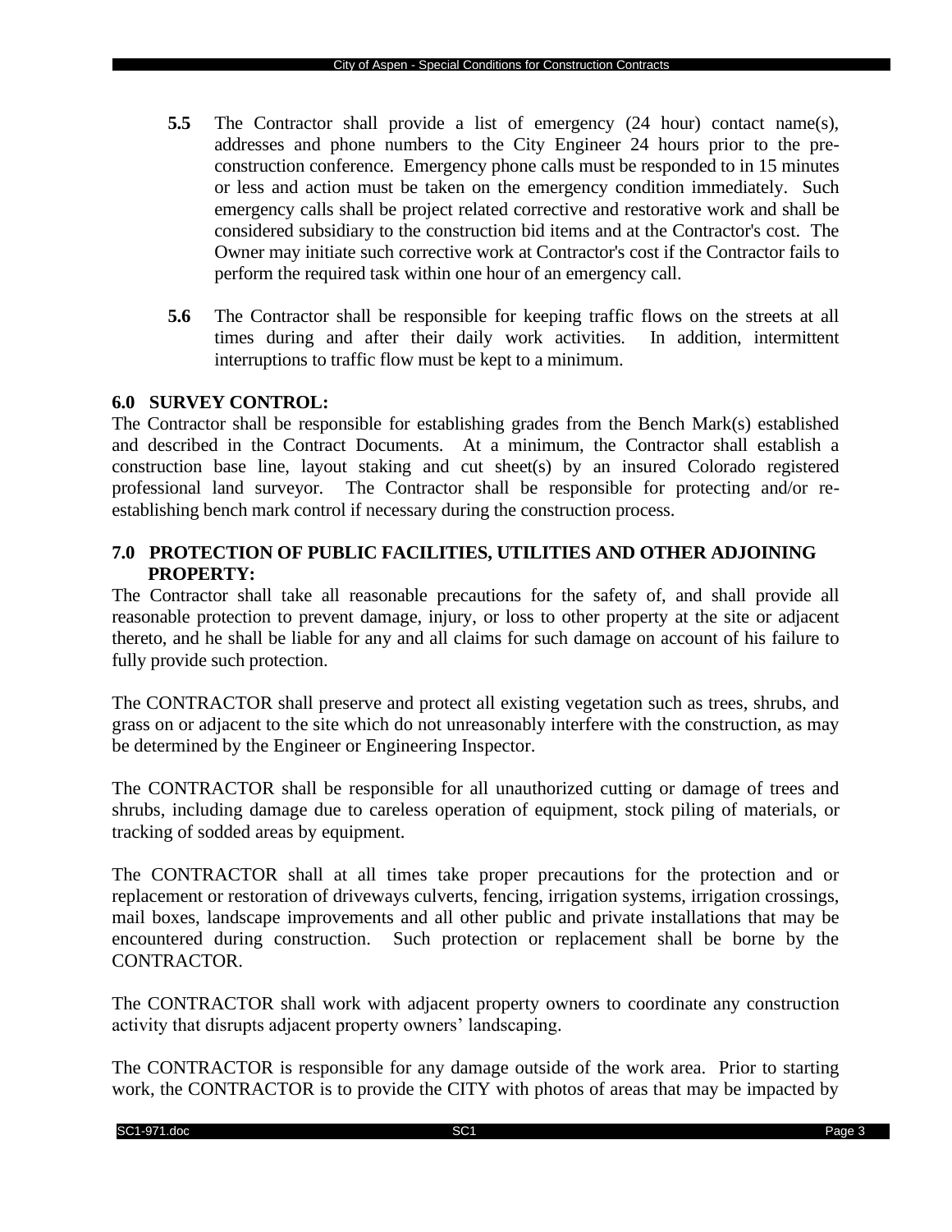**5.5** The Contractor shall provide a list of emergency (24 hour) contact name(s), addresses and phone numbers to the City Engineer 24 hours prior to the pre-construction conference. Emergency phone calls must be responded to in 15 minutes or less and action must be taken on the emergency condition immediately. Such emergency calls shall be project related corrective and restorative work and shall be considered subsidiary to the construction bid items and at the Contractor's cost. The Owner may initiate such corrective work at Contractor's cost if the Contractor fails to perform the required task within one hour of an emergency call.

**5.6** The Contractor shall be responsible for keeping traffic flows on the streets at all times during and after their daily work activities. In addition, intermittent interruptions to traffic flow must be kept to a minimum.

## 6.0 SURVEY CONTROL:

The Contractor shall be responsible for establishing grades from the Bench Mark(s) established and described in the Contract Documents. At a minimum, the Contractor shall establish a construction base line, layout staking and cut sheet(s) by an insured Colorado registered professional land surveyor. The Contractor shall be responsible for protecting and/or re-establishing bench mark control if necessary during the construction process.

## 7.0 PROTECTION OF PUBLIC FACILITIES, UTILITIES AND OTHER ADJOINING PROPERTY:

The Contractor shall take all reasonable precautions for the safety of, and shall provide all reasonable protection to prevent damage, injury, or loss to other property at the site or adjacent thereto, and he shall be liable for any and all claims for such damage on account of his failure to fully provide such protection.

The CONTRACTOR shall preserve and protect all existing vegetation such as trees, shrubs, and grass on or adjacent to the site which do not unreasonably interfere with the construction, as may be determined by the Engineer or Engineering Inspector.

The CONTRACTOR shall be responsible for all unauthorized cutting or damage of trees and shrubs, including damage due to careless operation of equipment, stock piling of materials, or tracking of sodded areas by equipment.

The CONTRACTOR shall at all times take proper precautions for the protection and or replacement or restoration of driveways culverts, fencing, irrigation systems, irrigation crossings, mail boxes, landscape improvements and all other public and private installations that may be encountered during construction. Such protection or replacement shall be borne by the CONTRACTOR.

The CONTRACTOR shall work with adjacent property owners to coordinate any construction activity that disrupts adjacent property owners' landscaping.

The CONTRACTOR is responsible for any damage outside of the work area. Prior to starting work, the CONTRACTOR is to provide the CITY with photos of areas that may be impacted by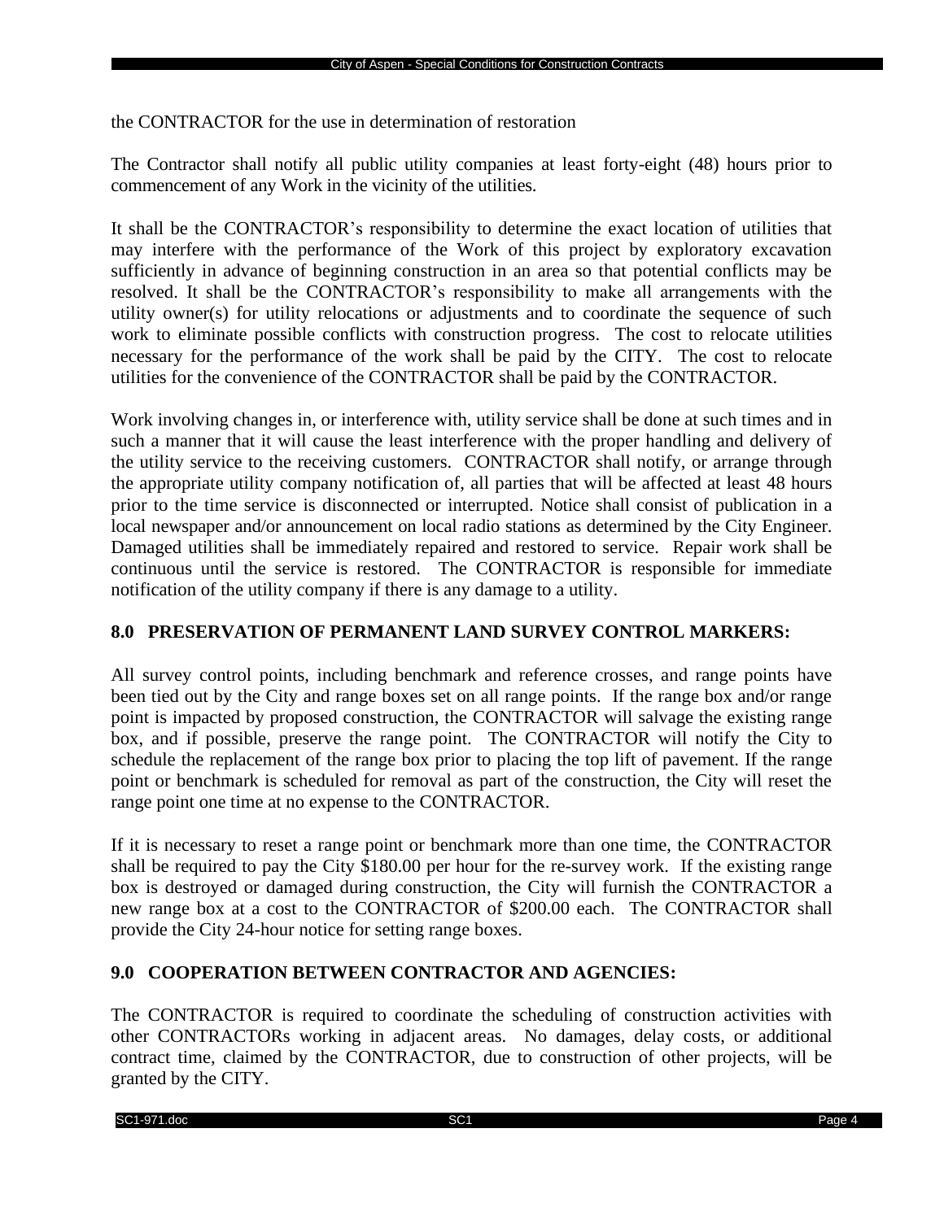the CONTRACTOR for the use in determination of restoration

The Contractor shall notify all public utility companies at least forty-eight (48) hours prior to commencement of any Work in the vicinity of the utilities.

It shall be the CONTRACTOR's responsibility to determine the exact location of utilities that may interfere with the performance of the Work of this project by exploratory excavation sufficiently in advance of beginning construction in an area so that potential conflicts may be resolved. It shall be the CONTRACTOR's responsibility to make all arrangements with the utility owner(s) for utility relocations or adjustments and to coordinate the sequence of such work to eliminate possible conflicts with construction progress. The cost to relocate utilities necessary for the performance of the work shall be paid by the CITY. The cost to relocate utilities for the convenience of the CONTRACTOR shall be paid by the CONTRACTOR.

Work involving changes in, or interference with, utility service shall be done at such times and in such a manner that it will cause the least interference with the proper handling and delivery of the utility service to the receiving customers. CONTRACTOR shall notify, or arrange through the appropriate utility company notification of, all parties that will be affected at least 48 hours prior to the time service is disconnected or interrupted. Notice shall consist of publication in a local newspaper and/or announcement on local radio stations as determined by the City Engineer. Damaged utilities shall be immediately repaired and restored to service. Repair work shall be continuous until the service is restored. The CONTRACTOR is responsible for immediate notification of the utility company if there is any damage to a utility.

## 8.0 PRESERVATION OF PERMANENT LAND SURVEY CONTROL MARKERS:

All survey control points, including benchmark and reference crosses, and range points have been tied out by the City and range boxes set on all range points. If the range box and/or range point is impacted by proposed construction, the CONTRACTOR will salvage the existing range box, and if possible, preserve the range point. The CONTRACTOR will notify the City to schedule the replacement of the range box prior to placing the top lift of pavement. If the range point or benchmark is scheduled for removal as part of the construction, the City will reset the range point one time at no expense to the CONTRACTOR.

If it is necessary to reset a range point or benchmark more than one time, the CONTRACTOR shall be required to pay the City $180.00 per hour for the re-survey work. If the existing range box is destroyed or damaged during construction, the City will furnish the CONTRACTOR a new range box at a cost to the CONTRACTOR of $200.00 each. The CONTRACTOR shall provide the City 24-hour notice for setting range boxes.

## 9.0 COOPERATION BETWEEN CONTRACTOR AND AGENCIES:

The CONTRACTOR is required to coordinate the scheduling of construction activities with other CONTRACTORs working in adjacent areas. No damages, delay costs, or additional contract time, claimed by the CONTRACTOR, due to construction of other projects, will be granted by the CITY.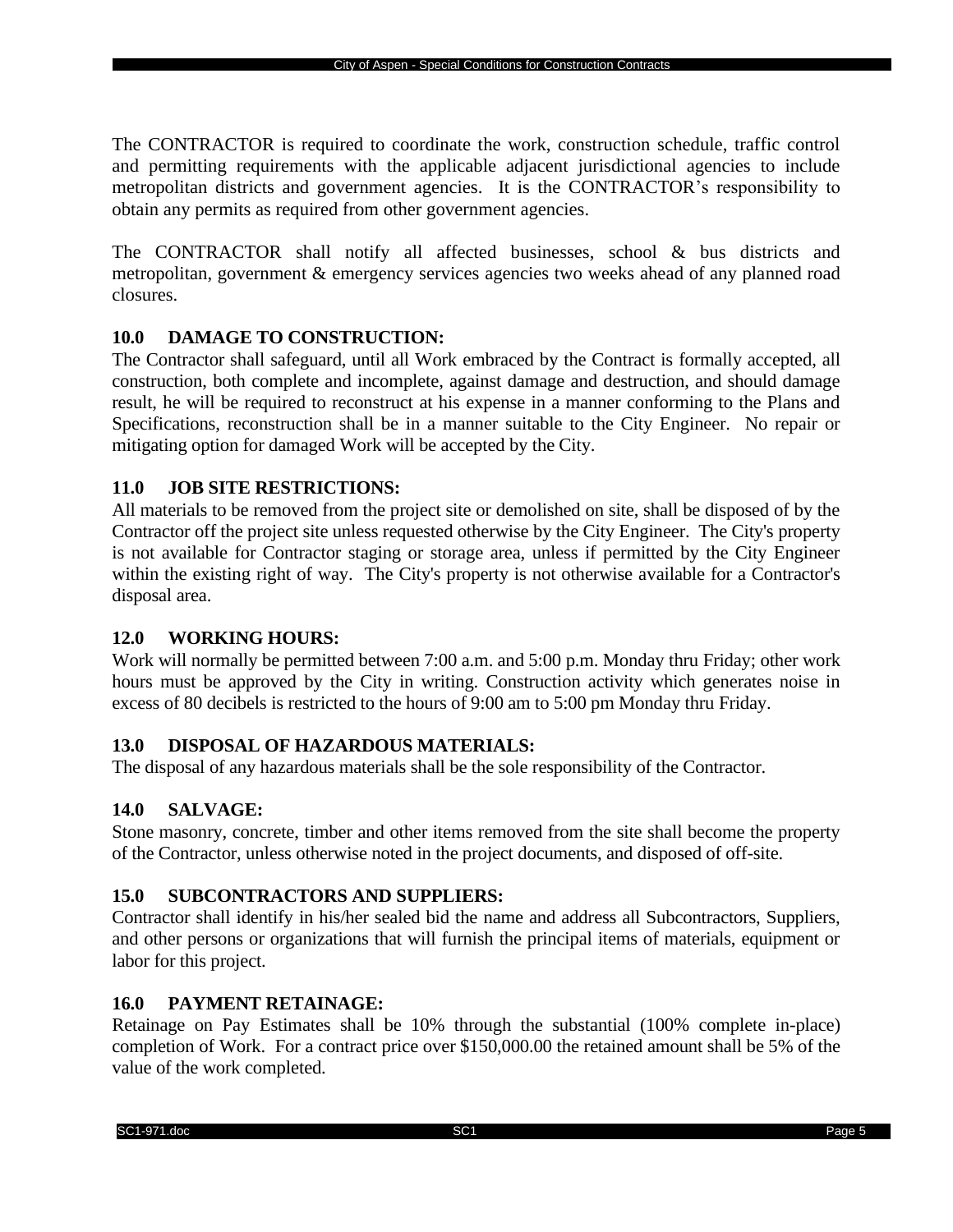The CONTRACTOR is required to coordinate the work, construction schedule, traffic control and permitting requirements with the applicable adjacent jurisdictional agencies to include metropolitan districts and government agencies. It is the CONTRACTOR's responsibility to obtain any permits as required from other government agencies.

The CONTRACTOR shall notify all affected businesses, school & bus districts and metropolitan, government & emergency services agencies two weeks ahead of any planned road closures.

### 10.0 DAMAGE TO CONSTRUCTION:

The Contractor shall safeguard, until all Work embraced by the Contract is formally accepted, all construction, both complete and incomplete, against damage and destruction, and should damage result, he will be required to reconstruct at his expense in a manner conforming to the Plans and Specifications, reconstruction shall be in a manner suitable to the City Engineer. No repair or mitigating option for damaged Work will be accepted by the City.

### 11.0 JOB SITE RESTRICTIONS:

All materials to be removed from the project site or demolished on site, shall be disposed of by the Contractor off the project site unless requested otherwise by the City Engineer. The City's property is not available for Contractor staging or storage area, unless if permitted by the City Engineer within the existing right of way. The City's property is not otherwise available for a Contractor's disposal area.

### 12.0 WORKING HOURS:

Work will normally be permitted between 7:00 a.m. and 5:00 p.m. Monday thru Friday; other work hours must be approved by the City in writing. Construction activity which generates noise in excess of 80 decibels is restricted to the hours of 9:00 am to 5:00 pm Monday thru Friday.

### 13.0 DISPOSAL OF HAZARDOUS MATERIALS:

The disposal of any hazardous materials shall be the sole responsibility of the Contractor.

### 14.0 SALVAGE:

Stone masonry, concrete, timber and other items removed from the site shall become the property of the Contractor, unless otherwise noted in the project documents, and disposed of off-site.

### 15.0 SUBCONTRACTORS AND SUPPLIERS:

Contractor shall identify in his/her sealed bid the name and address all Subcontractors, Suppliers, and other persons or organizations that will furnish the principal items of materials, equipment or labor for this project.

### 16.0 PAYMENT RETAINAGE:

Retainage on Pay Estimates shall be 10% through the substantial (100% complete in-place) completion of Work. For a contract price over $150,000.00 the retained amount shall be 5% of the value of the work completed.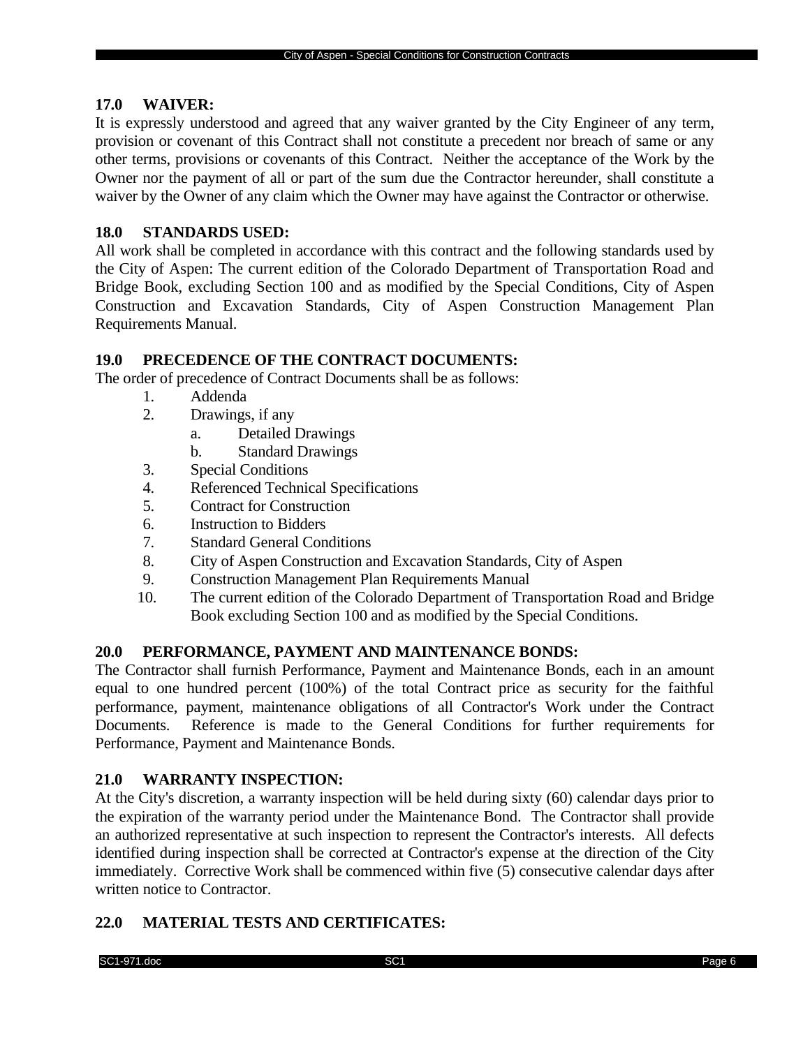### 17.0 WAIVER:

It is expressly understood and agreed that any waiver granted by the City Engineer of any term, provision or covenant of this Contract shall not constitute a precedent nor breach of same or any other terms, provisions or covenants of this Contract. Neither the acceptance of the Work by the Owner nor the payment of all or part of the sum due the Contractor hereunder, shall constitute a waiver by the Owner of any claim which the Owner may have against the Contractor or otherwise.

### 18.0 STANDARDS USED:

All work shall be completed in accordance with this contract and the following standards used by the City of Aspen: The current edition of the Colorado Department of Transportation Road and Bridge Book, excluding Section 100 and as modified by the Special Conditions, City of Aspen Construction and Excavation Standards, City of Aspen Construction Management Plan Requirements Manual.

### 19.0 PRECEDENCE OF THE CONTRACT DOCUMENTS:

The order of precedence of Contract Documents shall be as follows:

1. Addenda
2. Drawings, if any
   a. Detailed Drawings
   b. Standard Drawings
3. Special Conditions
4. Referenced Technical Specifications
5. Contract for Construction
6. Instruction to Bidders
7. Standard General Conditions
8. City of Aspen Construction and Excavation Standards, City of Aspen
9. Construction Management Plan Requirements Manual
10. The current edition of the Colorado Department of Transportation Road and Bridge Book excluding Section 100 and as modified by the Special Conditions.

### 20.0 PERFORMANCE, PAYMENT AND MAINTENANCE BONDS:

The Contractor shall furnish Performance, Payment and Maintenance Bonds, each in an amount equal to one hundred percent (100%) of the total Contract price as security for the faithful performance, payment, maintenance obligations of all Contractor's Work under the Contract Documents. Reference is made to the General Conditions for further requirements for Performance, Payment and Maintenance Bonds.

### 21.0 WARRANTY INSPECTION:

At the City's discretion, a warranty inspection will be held during sixty (60) calendar days prior to the expiration of the warranty period under the Maintenance Bond. The Contractor shall provide an authorized representative at such inspection to represent the Contractor's interests. All defects identified during inspection shall be corrected at Contractor's expense at the direction of the City immediately. Corrective Work shall be commenced within five (5) consecutive calendar days after written notice to Contractor.

### 22.0 MATERIAL TESTS AND CERTIFICATES: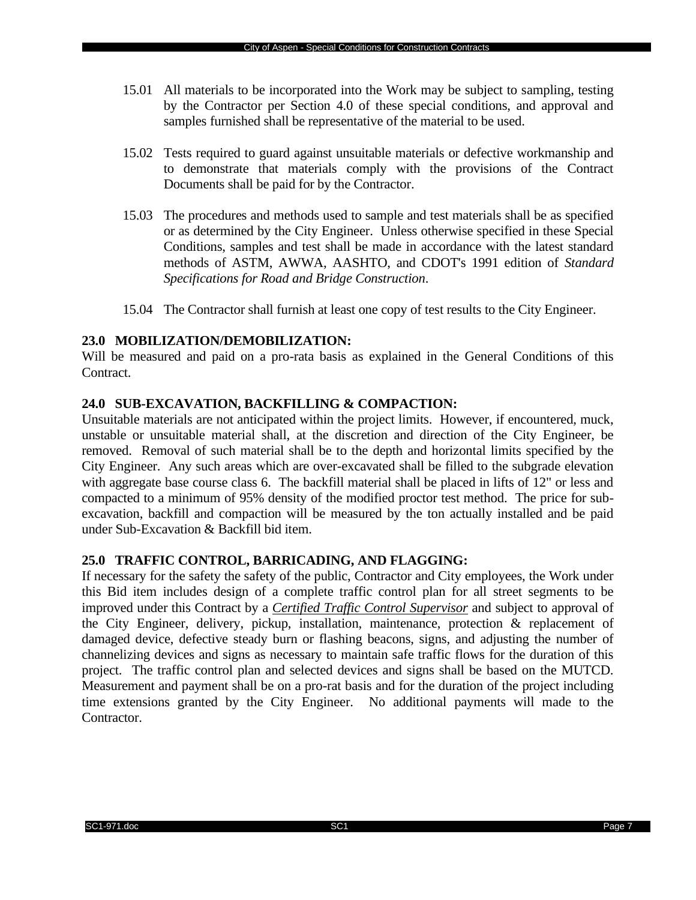15.01 All materials to be incorporated into the Work may be subject to sampling, testing by the Contractor per Section 4.0 of these special conditions, and approval and samples furnished shall be representative of the material to be used.

15.02 Tests required to guard against unsuitable materials or defective workmanship and to demonstrate that materials comply with the provisions of the Contract Documents shall be paid for by the Contractor.

15.03 The procedures and methods used to sample and test materials shall be as specified or as determined by the City Engineer. Unless otherwise specified in these Special Conditions, samples and test shall be made in accordance with the latest standard methods of ASTM, AWWA, AASHTO, and CDOT's 1991 edition of *Standard Specifications for Road and Bridge Construction*.

15.04 The Contractor shall furnish at least one copy of test results to the City Engineer.

**23.0 MOBILIZATION/DEMOBILIZATION:**
Will be measured and paid on a pro-rata basis as explained in the General Conditions of this Contract.

**24.0 SUB-EXCAVATION, BACKFILLING & COMPACTION:**
Unsuitable materials are not anticipated within the project limits. However, if encountered, muck, unstable or unsuitable material shall, at the discretion and direction of the City Engineer, be removed. Removal of such material shall be to the depth and horizontal limits specified by the City Engineer. Any such areas which are over-excavated shall be filled to the subgrade elevation with aggregate base course class 6. The backfill material shall be placed in lifts of 12" or less and compacted to a minimum of 95% density of the modified proctor test method. The price for sub-excavation, backfill and compaction will be measured by the ton actually installed and be paid under Sub-Excavation & Backfill bid item.

**25.0 TRAFFIC CONTROL, BARRICADING, AND FLAGGING:**
If necessary for the safety the safety of the public, Contractor and City employees, the Work under this Bid item includes design of a complete traffic control plan for all street segments to be improved under this Contract by a ***Certified Traffic Control Supervisor*** and subject to approval of the City Engineer, delivery, pickup, installation, maintenance, protection & replacement of damaged device, defective steady burn or flashing beacons, signs, and adjusting the number of channelizing devices and signs as necessary to maintain safe traffic flows for the duration of this project. The traffic control plan and selected devices and signs shall be based on the MUTCD. Measurement and payment shall be on a pro-rat basis and for the duration of the project including time extensions granted by the City Engineer. No additional payments will made to the Contractor.